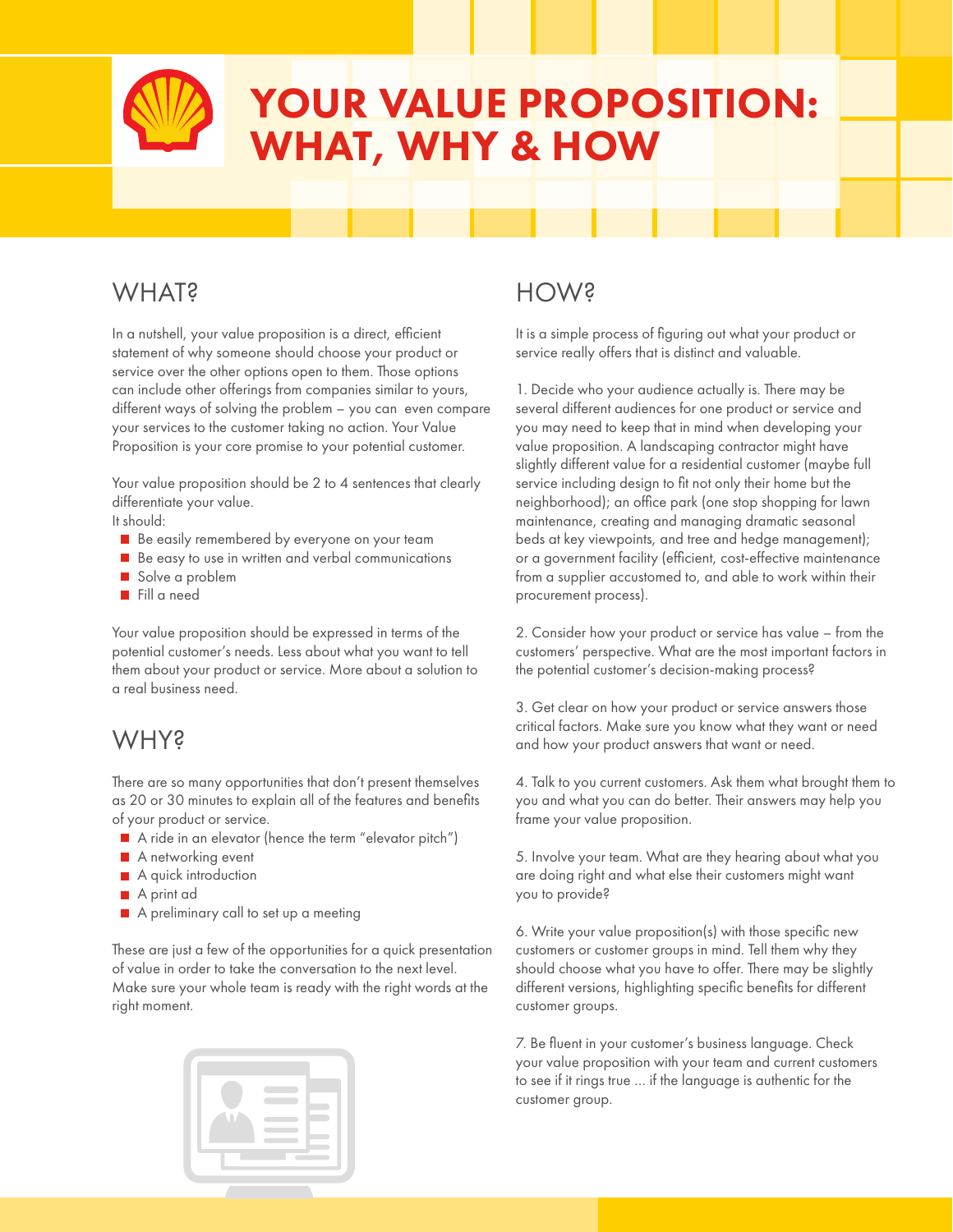# YOUR VALUE PROPOSITION: WHAT, WHY & HOW

## WHAT?

In a nutshell, your value proposition is a direct, efficient statement of why someone should choose your product or service over the other options open to them. Those options can include other offerings from companies similar to yours, different ways of solving the problem – you can even compare your services to the customer taking no action. Your Value Proposition is your core promise to your potential customer.

Your value proposition should be 2 to 4 sentences that clearly differentiate your value.
It should:

- Be easily remembered by everyone on your team
- Be easy to use in written and verbal communications
- Solve a problem
- Fill a need

Your value proposition should be expressed in terms of the potential customer's needs. Less about what you want to tell them about your product or service. More about a solution to a real business need.

## WHY?

There are so many opportunities that don't present themselves as 20 or 30 minutes to explain all of the features and benefits of your product or service.

- A ride in an elevator (hence the term "elevator pitch")
- A networking event
- A quick introduction
- A print ad
- A preliminary call to set up a meeting

These are just a few of the opportunities for a quick presentation of value in order to take the conversation to the next level. Make sure your whole team is ready with the right words at the right moment.

## HOW?

It is a simple process of figuring out what your product or service really offers that is distinct and valuable.

1. Decide who your audience actually is. There may be several different audiences for one product or service and you may need to keep that in mind when developing your value proposition. A landscaping contractor might have slightly different value for a residential customer (maybe full service including design to fit not only their home but the neighborhood); an office park (one stop shopping for lawn maintenance, creating and managing dramatic seasonal beds at key viewpoints, and tree and hedge management); or a government facility (efficient, cost-effective maintenance from a supplier accustomed to, and able to work within their procurement process).

2. Consider how your product or service has value – from the customers' perspective. What are the most important factors in the potential customer's decision-making process?

3. Get clear on how your product or service answers those critical factors. Make sure you know what they want or need and how your product answers that want or need.

4. Talk to you current customers. Ask them what brought them to you and what you can do better. Their answers may help you frame your value proposition.

5. Involve your team. What are they hearing about what you are doing right and what else their customers might want you to provide?

6. Write your value proposition(s) with those specific new customers or customer groups in mind. Tell them why they should choose what you have to offer. There may be slightly different versions, highlighting specific benefits for different customer groups.

7. Be fluent in your customer's business language. Check your value proposition with your team and current customers to see if it rings true ... if the language is authentic for the customer group.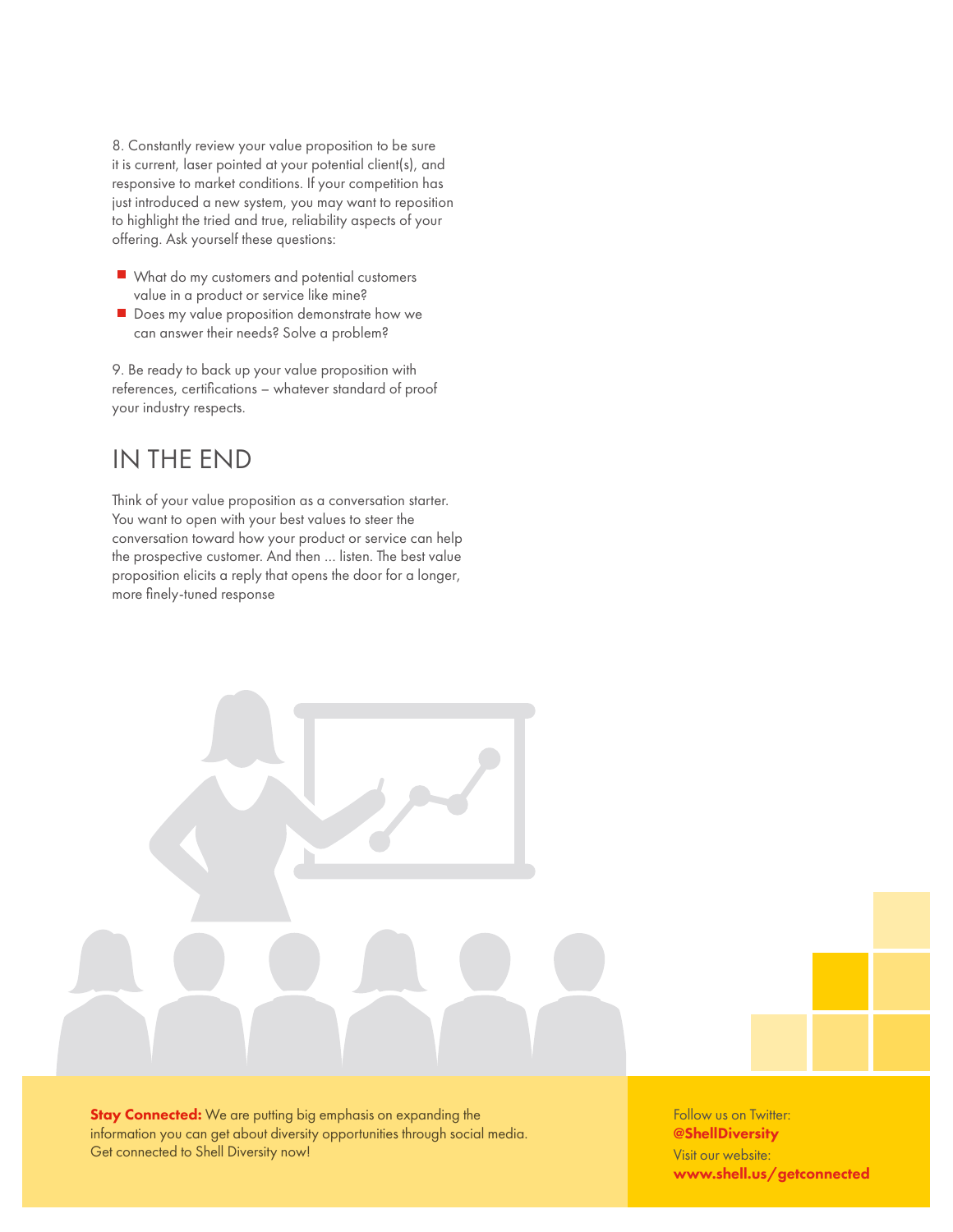8. Constantly review your value proposition to be sure it is current, laser pointed at your potential client(s), and responsive to market conditions. If your competition has just introduced a new system, you may want to reposition to highlight the tried and true, reliability aspects of your offering. Ask yourself these questions:

- What do my customers and potential customers value in a product or service like mine?
- Does my value proposition demonstrate how we can answer their needs? Solve a problem?

9. Be ready to back up your value proposition with references, certifications – whatever standard of proof your industry respects.

## IN THE END

Think of your value proposition as a conversation starter. You want to open with your best values to steer the conversation toward how your product or service can help the prospective customer. And then ... listen. The best value proposition elicits a reply that opens the door for a longer, more finely-tuned response

**Stay Connected:** We are putting big emphasis on expanding the information you can get about diversity opportunities through social media. Get connected to Shell Diversity now!

Follow us on Twitter:
**@ShellDiversity**
Visit our website:
**www.shell.us/getconnected**